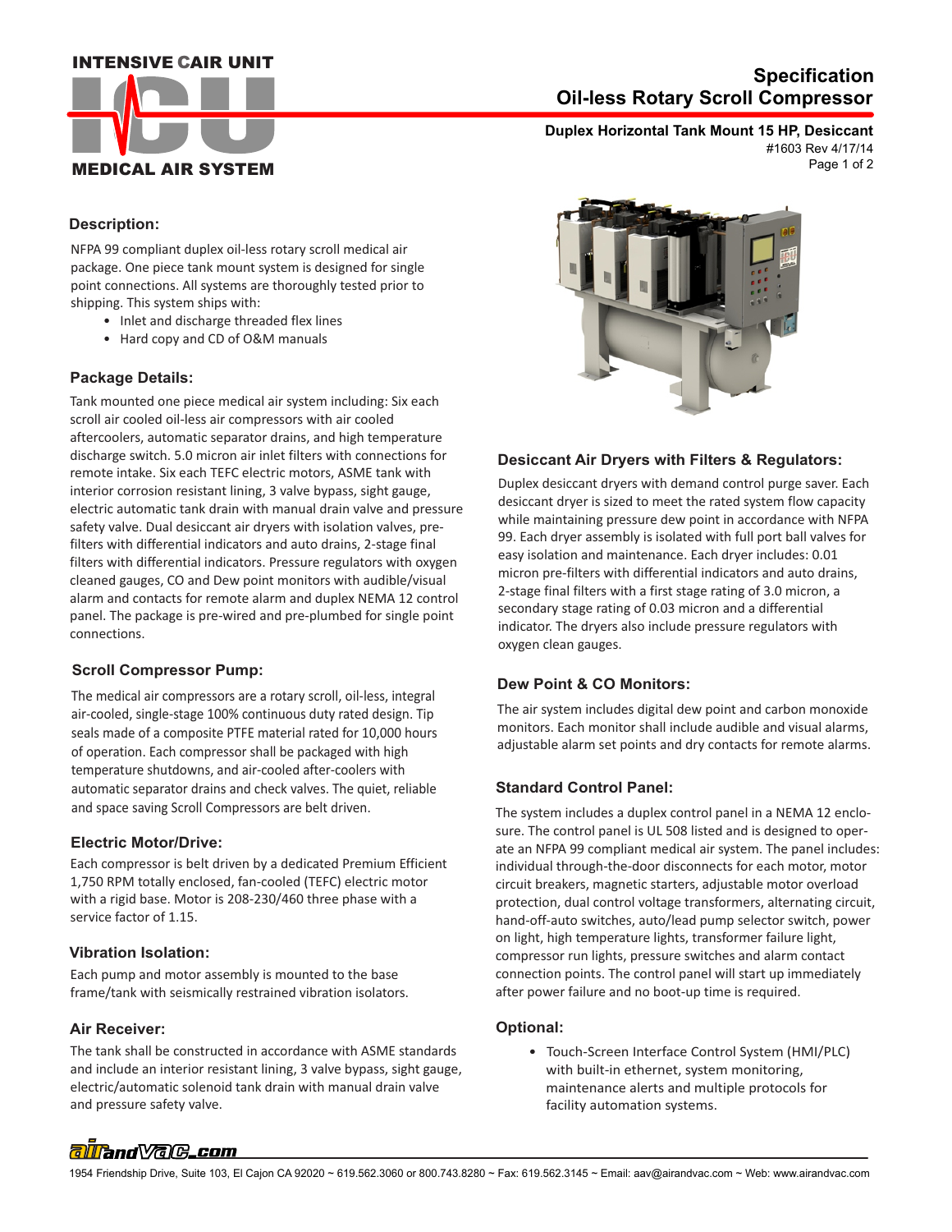# Specification
# Oil-less Rotary Scroll Compressor

**Duplex Horizontal Tank Mount 15 HP, Desiccant**

#1603 Rev 4/17/14

## Description:

NFPA 99 compliant duplex oil-less rotary scroll medical air package. One piece tank mount system is designed for single point connections. All systems are thoroughly tested prior to shipping. This system ships with:

- Inlet and discharge threaded flex lines
- Hard copy and CD of O&M manuals

## Package Details:

Tank mounted one piece medical air system including: Six each scroll air cooled oil-less air compressors with air cooled aftercoolers, automatic separator drains, and high temperature discharge switch. 5.0 micron air inlet filters with connections for remote intake. Six each TEFC electric motors, ASME tank with interior corrosion resistant lining, 3 valve bypass, sight gauge, electric automatic tank drain with manual drain valve and pressure safety valve. Dual desiccant air dryers with isolation valves, pre-filters with differential indicators and auto drains, 2-stage final filters with differential indicators. Pressure regulators with oxygen cleaned gauges, CO and Dew point monitors with audible/visual alarm and contacts for remote alarm and duplex NEMA 12 control panel. The package is pre-wired and pre-plumbed for single point connections.

## Scroll Compressor Pump:

The medical air compressors are a rotary scroll, oil-less, integral air-cooled, single-stage 100% continuous duty rated design. Tip seals made of a composite PTFE material rated for 10,000 hours of operation. Each compressor shall be packaged with high temperature shutdowns, and air-cooled after-coolers with automatic separator drains and check valves. The quiet, reliable and space saving Scroll Compressors are belt driven.

## Electric Motor/Drive:

Each compressor is belt driven by a dedicated Premium Efficient 1,750 RPM totally enclosed, fan-cooled (TEFC) electric motor with a rigid base. Motor is 208-230/460 three phase with a service factor of 1.15.

## Vibration Isolation:

Each pump and motor assembly is mounted to the base frame/tank with seismically restrained vibration isolators.

## Air Receiver:

The tank shall be constructed in accordance with ASME standards and include an interior resistant lining, 3 valve bypass, sight gauge, electric/automatic solenoid tank drain with manual drain valve and pressure safety valve.

## Desiccant Air Dryers with Filters & Regulators:

Duplex desiccant dryers with demand control purge saver. Each desiccant dryer is sized to meet the rated system flow capacity while maintaining pressure dew point in accordance with NFPA 99. Each dryer assembly is isolated with full port ball valves for easy isolation and maintenance. Each dryer includes: 0.01 micron pre-filters with differential indicators and auto drains, 2-stage final filters with a first stage rating of 3.0 micron, a secondary stage rating of 0.03 micron and a differential indicator. The dryers also include pressure regulators with oxygen clean gauges.

## Dew Point & CO Monitors:

The air system includes digital dew point and carbon monoxide monitors. Each monitor shall include audible and visual alarms, adjustable alarm set points and dry contacts for remote alarms.

## Standard Control Panel:

The system includes a duplex control panel in a NEMA 12 enclosure. The control panel is UL 508 listed and is designed to operate an NFPA 99 compliant medical air system. The panel includes: individual through-the-door disconnects for each motor, motor circuit breakers, magnetic starters, adjustable motor overload protection, dual control voltage transformers, alternating circuit, hand-off-auto switches, auto/lead pump selector switch, power on light, high temperature lights, transformer failure light, compressor run lights, pressure switches and alarm contact connection points. The control panel will start up immediately after power failure and no boot-up time is required.

## Optional:

- Touch-Screen Interface Control System (HMI/PLC) with built-in ethernet, system monitoring, maintenance alerts and multiple protocols for facility automation systems.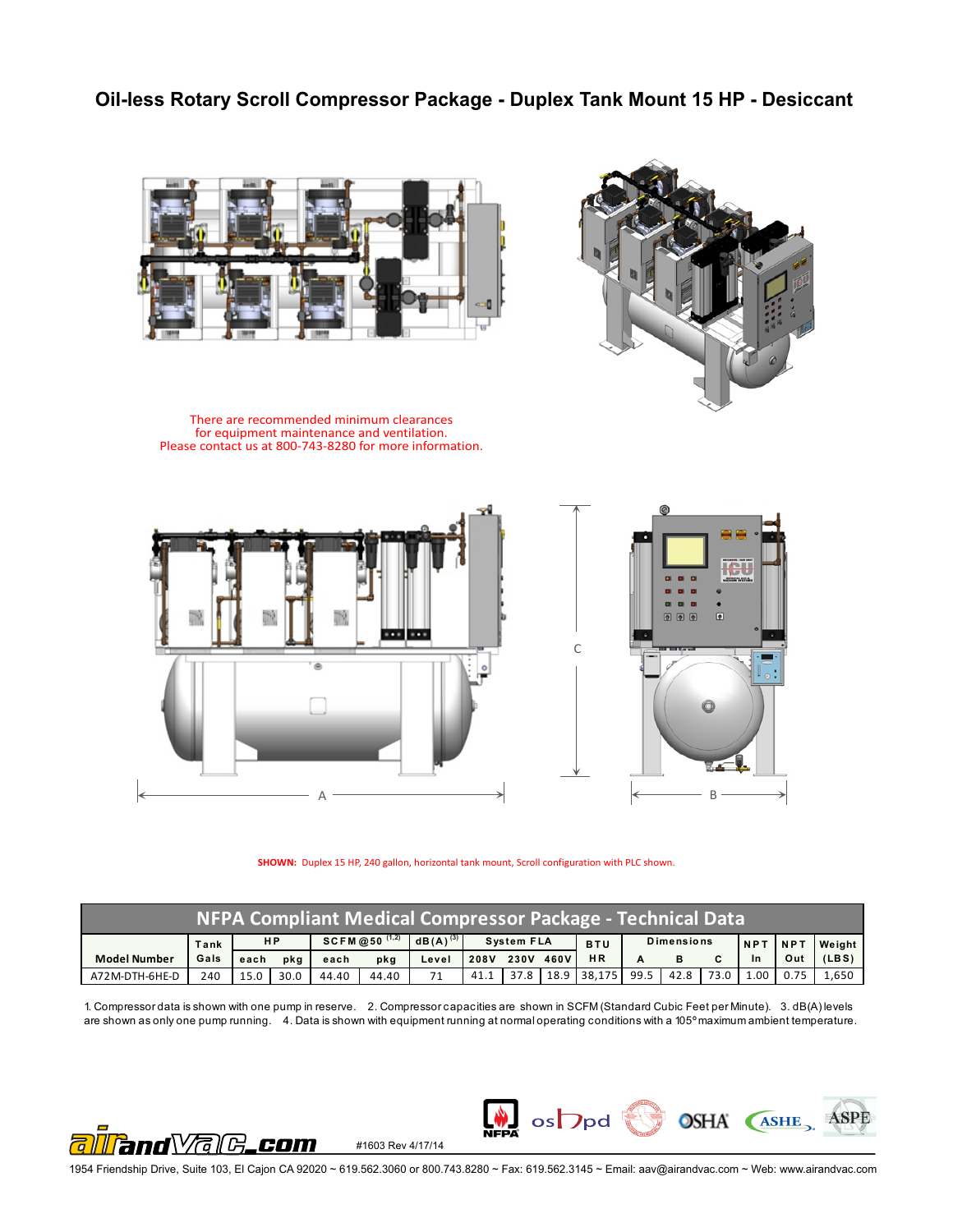# Oil-less Rotary Scroll Compressor Package - Duplex Tank Mount 15 HP - Desiccant

There are recommended minimum clearances
for equipment maintenance and ventilation.
Please contact us at 800-743-8280 for more information.

C

A

B

**SHOWN:** Duplex 15 HP, 240 gallon, horizontal tank mount, Scroll configuration with PLC shown.

## NFPA Compliant Medical Compressor Package - Technical Data

| Model Number | Tank Gals | HP | | SCFM @50 (1,2) | | dB(A) (3) | System FLA | | | BTU HR | Dimensions | | | NPT In | NPT Out | Weight (LBS) |
|---|---|---|---|---|---|---|---|---|---|---|---|---|---|---|---|---|
| | | each | pkg | each | pkg | Level | 208V | 230V | 460V | | A | B | C | | | |
| A72M-DTH-6HE-D | 240 | 15.0 | 30.0 | 44.40 | 44.40 | 71 | 41.1 | 37.8 | 18.9 | 38,175 | 99.5 | 42.8 | 73.0 | 1.00 | 0.75 | 1,650 |

1. Compressor data is shown with one pump in reserve. 2. Compressor capacities are shown in SCFM (Standard Cubic Feet per Minute). 3. dB(A) levels are shown as only one pump running. 4. Data is shown with equipment running at normal operating conditions with a 105° maximum ambient temperature.

airandvac.com #1603 Rev 4/17/14

1954 Friendship Drive, Suite 103, El Cajon CA 92020 ~ 619.562.3060 or 800.743.8280 ~ Fax: 619.562.3145 ~ Email: aav@airandvac.com ~ Web: www.airandvac.com